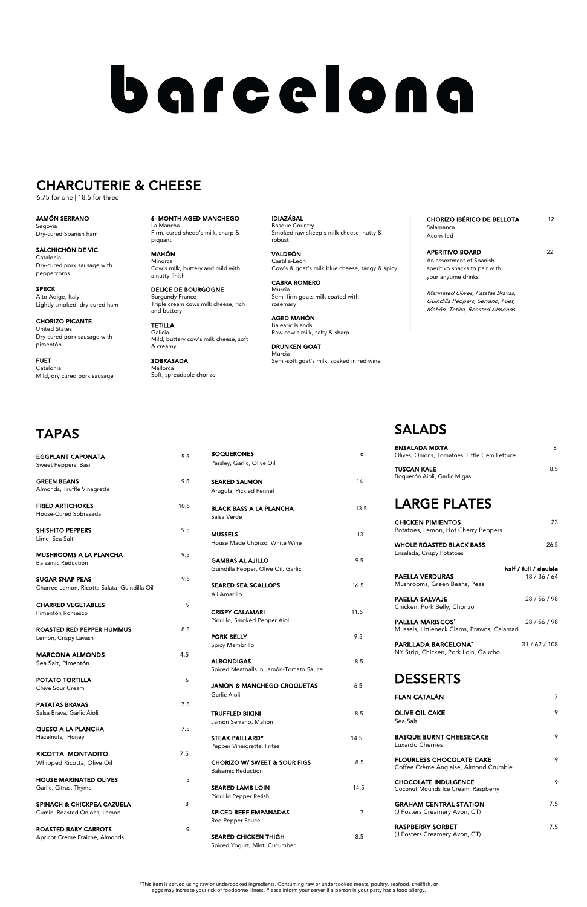# barcelona

## CHARCUTERIE & CHEESE

6.75 for one | 18.5 for three

**JAMÓN SERRANO**
Segovia
Dry-cured Spanish ham

**SALCHICHÓN DE VIC**
Catalonia
Dry-cured pork sausage with peppercorns

**SPECK**
Alto Adige, Italy
Lightly smoked, dry-cured ham

**CHORIZO PICANTE**
United States
Dry-cured pork sausage with pimentón

**FUET**
Catalonia
Mild, dry cured pork sausage

**6- MONTH AGED MANCHEGO**
La Mancha
Firm, cured sheep's milk, sharp & piquant

**MAHÓN**
Minorca
Cow's milk, buttery and mild with a nutty finish

**DELICE DE BOURGOGNE**
Burgundy France
Triple cream cows milk cheese, rich and buttery

**TETILLA**
Galicia
Mild, buttery cow's milk cheese, soft & creamy

**SOBRASADA**
Mallorca
Soft, spreadable chorizo

**IDIAZÁBAL**
Basque Country
Smoked raw sheep's milk cheese, nutty & robust

**VALDEÓN**
Castilla-León
Cow's & goat's milk blue cheese, tangy & spicy

**CABRA ROMERO**
Murcia
Semi-firm goats milk coated with rosemary

**AGED MAHÓN**
Balearic Islands
Raw cow's milk, salty & sharp

**DRUNKEN GOAT**
Murcia
Semi-soft goat's milk, soaked in red wine

**CHORIZO IBÉRICO DE BELLOTA** 12
Salamanca
Acorn-fed

**APERITIVO BOARD** 22
An assortment of Spanish aperitivo snacks to pair with your anytime drinks

*Marinated Olives, Patatas Bravas, Guindilla Peppers, Serrano, Fuet, Mahón, Tetilla, Roasted Almonds*

## TAPAS

| Item | Price |
|---|---|
| **EGGPLANT CAPONATA**<br>Sweet Peppers, Basil | 5.5 |
| **GREEN BEANS**<br>Almonds, Truffle Vinagrette | 9.5 |
| **FRIED ARTICHOKES**<br>House-Cured Sobrasada | 10.5 |
| **SHISHITO PEPPERS**<br>Lime, Sea Salt | 9.5 |
| **MUSHROOMS A LA PLANCHA**<br>Balsamic Reduction | 9.5 |
| **SUGAR SNAP PEAS**<br>Charred Lemon, Ricotta Salata, Guindilla Oil | 9.5 |
| **CHARRED VEGETABLES**<br>Pimentón Romesco | 9 |
| **ROASTED RED PEPPER HUMMUS**<br>Lemon, Crispy Lavash | 8.5 |
| **MARCONA ALMONDS**<br>Sea Salt, Pimentón | 4.5 |
| **POTATO TORTILLA**<br>Chive Sour Cream | 6 |
| **PATATAS BRAVAS**<br>Salsa Brava, Garlic Aioli | 7.5 |
| **QUESO A LA PLANCHA**<br>Hazelnuts, Honey | 7.5 |
| **RICOTTA MONTADITO**<br>Whipped Ricotta, Olive Oil | 7.5 |
| **HOUSE MARINATED OLIVES**<br>Garlic, Citrus, Thyme | 5 |
| **SPINACH & CHICKPEA CAZUELA**<br>Cumin, Roasted Onions, Lemon | 8 |
| **ROASTED BABY CARROTS**<br>Apricot Creme Fraiche, Almonds | 9 |
| **BOQUERONES**<br>Parsley, Garlic, Olive Oil | 6 |
| **SEARED SALMON**<br>Arugula, Pickled Fennel | 14 |
| **BLACK BASS A LA PLANCHA**<br>Salsa Verde | 13.5 |
| **MUSSELS**<br>House Made Chorizo, White Wine | 13 |
| **GAMBAS AL AJILLO**<br>Guindilla Pepper, Olive Oil, Garlic | 9.5 |
| **SEARED SEA SCALLOPS**<br>Aji Amarillo | 16.5 |
| **CRISPY CALAMARI**<br>Piquillo, Smoked Pepper Aioli | 11.5 |
| **PORK BELLY**<br>Spicy Membrillo | 9.5 |
| **ALBONDIGAS**<br>Spiced Meatballs in Jamón-Tomato Sauce | 8.5 |
| **JAMÓN & MANCHEGO CROQUETAS**<br>Garlic Aioli | 6.5 |
| **TRUFFLED BIKINI**<br>Jamón Serrano, Mahón | 8.5 |
| **STEAK PAILLARD***<br>Pepper Vinaigrette, Frites | 14.5 |
| **CHORIZO W/ SWEET & SOUR FIGS**<br>Balsamic Reduction | 8.5 |
| **SEARED LAMB LOIN**<br>Piquillo Pepper Relish | 14.5 |
| **SPICED BEEF EMPANADAS**<br>Red Pepper Sauce | 7 |
| **SEARED CHICKEN THIGH**<br>Spiced Yogurt, Mint, Cucumber | 8.5 |

## SALADS

| Item | Price |
|---|---|
| **ENSALADA MIXTA**<br>Olives, Onions, Tomatoes, Little Gem Lettuce | 8 |
| **TUSCAN KALE**<br>Boquerón Aioli, Garlic Migas | 8.5 |

## LARGE PLATES

| Item | Price |
|---|---|
| **CHICKEN PIMIENTOS**<br>Potatoes, Lemon, Hot Cherry Peppers | 23 |
| **WHOLE ROASTED BLACK BASS**<br>Ensalada, Crispy Potatoes | 26.5 |

| Item | half / full / double |
|---|---|
| **PAELLA VERDURAS**<br>Mushrooms, Green Beans, Peas | 18 / 36 / 64 |
| **PAELLA SALVAJE**<br>Chicken, Pork Belly, Chorizo | 28 / 56 / 98 |
| **PAELLA MARISCOS***<br>Mussels, Littleneck Clams, Prawns, Calamari | 28 / 56 / 98 |
| **PARILLADA BARCELONA***<br>NY Strip, Chicken, Pork Loin, Gaucho | 31 / 62 / 108 |

## DESSERTS

| Item | Price |
|---|---|
| **FLAN CATALÁN** | 7 |
| **OLIVE OIL CAKE**<br>Sea Salt | 9 |
| **BASQUE BURNT CHEESECAKE**<br>Luxardo Cherries | 9 |
| **FLOURLESS CHOCOLATE CAKE**<br>Coffee Crème Anglaise, Almond Crumble | 9 |
| **CHOCOLATE INDULGENCE**<br>Coconut Mounds Ice Cream, Raspberry | 9 |
| **GRAHAM CENTRAL STATION**<br>(J Fosters Creamery Avon, CT) | 7.5 |
| **RASPBERRY SORBET**<br>(J Fosters Creamery Avon, CT) | 7.5 |

*This item is served using raw or undercooked ingredients. Consuming raw or undercooked meats, poultry, seafood, shellfish, or eggs may increase your risk of foodborne illness. Please inform your server if a person in your party has a food allergy.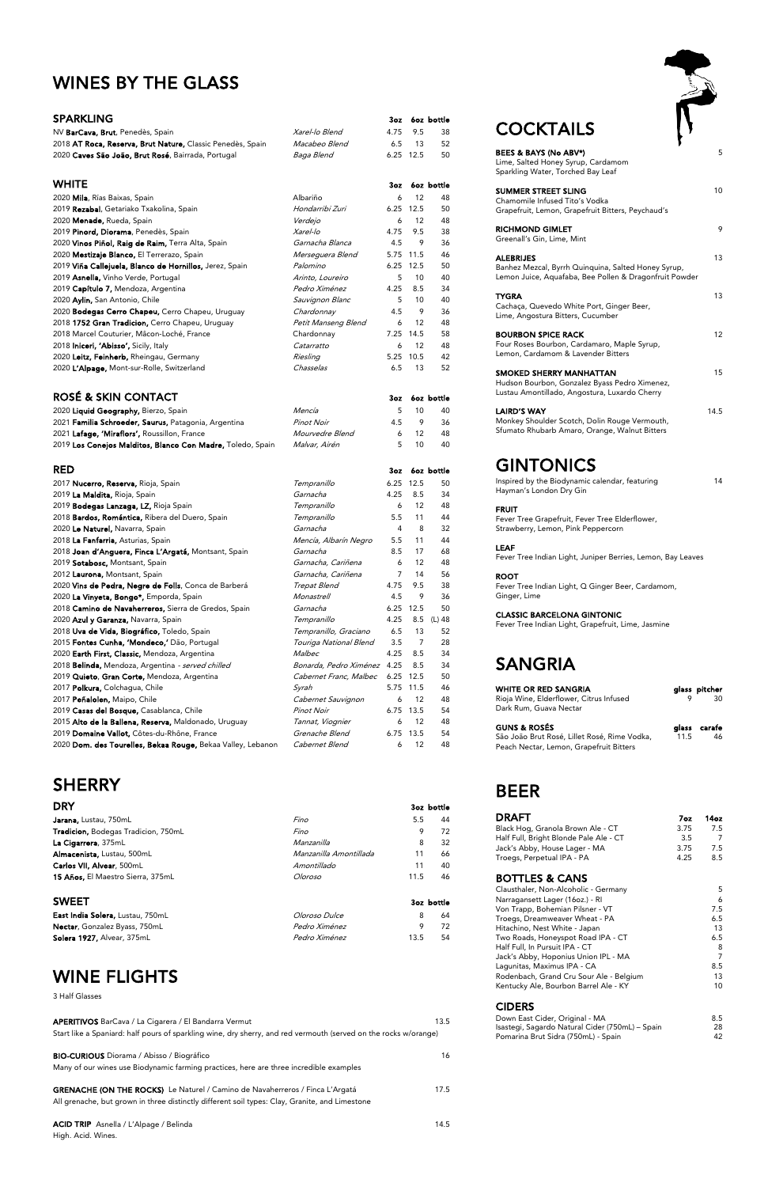# WINES BY THE GLASS

## SPARKLING

| | | 3oz | 6oz | bottle |
|---|---|---|---|---|
| NV **BarCava, Brut**, Penedès, Spain | *Xarel-lo Blend* | 4.75 | 9.5 | 38 |
| 2018 **AT Roca, Reserva, Brut Nature,** Classic Penedès, Spain | *Macabeo Blend* | 6.5 | 13 | 52 |
| 2020 **Caves São João, Brut Rosé**, Bairrada, Portugal | *Baga Blend* | 6.25 | 12.5 | 50 |

## WHITE

| | | 3oz | 6oz | bottle |
|---|---|---|---|---|
| 2020 **Mila**, Rias Baixas, Spain | Albariño | 6 | 12 | 48 |
| 2019 **Rezabal**, Getariako Txakolina, Spain | *Hondarribi Zuri* | 6.25 | 12.5 | 50 |
| 2020 **Menade,** Rueda, Spain | *Verdejo* | 6 | 12 | 48 |
| 2019 **Pinord, Diorama**, Penedès, Spain | *Xarel-lo* | 4.75 | 9.5 | 38 |
| 2020 **Vinos Piñol, Raig de Raim,** Terra Alta, Spain | *Garnacha Blanca* | 4.5 | 9 | 36 |
| 2020 **Mestizaje Blanco,** El Terrerazo, Spain | *Merseguera Blend* | 5.75 | 11.5 | 46 |
| 2019 **Viña Callejuela, Blanco de Hornillos,** Jerez, Spain | *Palomino* | 6.25 | 12.5 | 50 |
| 2019 **Asnella,** Vinho Verde, Portugal | *Arinto, Loureiro* | 5 | 10 | 40 |
| 2019 **Capítulo 7,** Mendoza, Argentina | *Pedro Ximénez* | 4.25 | 8.5 | 34 |
| 2020 **Aylin,** San Antonio, Chile | *Sauvignon Blanc* | 5 | 10 | 40 |
| 2020 **Bodegas Cerro Chapeu,** Cerro Chapeu, Uruguay | *Chardonnay* | 4.5 | 9 | 36 |
| 2018 **1752 Gran Tradicion,** Cerro Chapeu, Uruguay | *Petit Manseng Blend* | 6 | 12 | 48 |
| 2018 Marcel Couturier, Mâcon-Loché, France | Chardonnay | 7.25 | 14.5 | 58 |
| 2018 **Iniceri, 'Abisso',** Sicily, Italy | *Catarratto* | 6 | 12 | 48 |
| 2020 **Leitz, Feinherb,** Rheingau, Germany | *Riesling* | 5.25 | 10.5 | 42 |
| 2020 **L'Alpage,** Mont-sur-Rolle, Switzerland | *Chasselas* | 6.5 | 13 | 52 |

## ROSÉ & SKIN CONTACT

| | | 3oz | 6oz | bottle |
|---|---|---|---|---|
| 2020 **Liquid Geography,** Bierzo, Spain | *Mencia* | 5 | 10 | 40 |
| 2021 **Familia Schroeder, Saurus,** Patagonia, Argentina | *Pinot Noir* | 4.5 | 9 | 36 |
| 2021 **Lafage, 'Miraflors',** Roussillon, France | *Mourvedre Blend* | 6 | 12 | 48 |
| 2019 **Los Conejos Malditos, Blanco Con Madre,** Toledo, Spain | *Malvar, Airén* | 5 | 10 | 40 |

## RED

| | | 3oz | 6oz | bottle |
|---|---|---|---|---|
| 2017 **Nucerro, Reserva,** Rioja, Spain | *Tempranillo* | 6.25 | 12.5 | 50 |
| 2019 **La Maldita,** Rioja, Spain | *Garnacha* | 4.25 | 8.5 | 34 |
| 2019 **Bodegas Lanzaga, LZ,** Rioja Spain | *Tempranillo* | 6 | 12 | 48 |
| 2018 **Bardos, Romántica,** Ribera del Duero, Spain | *Tempranillo* | 5.5 | 11 | 44 |
| 2020 **Le Naturel,** Navarra, Spain | *Garnacha* | 4 | 8 | 32 |
| 2018 **La Fanfarria,** Asturias, Spain | *Mencía, Albarín Negro* | 5.5 | 11 | 44 |
| 2018 **Joan d'Anguera, Finca L'Argatá,** Montsant, Spain | *Garnacha* | 8.5 | 17 | 68 |
| 2019 **Sotabosc,** Montsant, Spain | *Garnacha, Cariñena* | 6 | 12 | 48 |
| 2012 **Laurona,** Montsant, Spain | *Garnacha, Cariñena* | 7 | 14 | 56 |
| 2020 **Vins de Pedra, Negre de Folls,** Conca de Barberá | *Trepat Blend* | 4.75 | 9.5 | 38 |
| 2020 **La Vinyeta, Bongo\*,** Emporda, Spain | *Monastrell* | 4.5 | 9 | 36 |
| 2018 **Camino de Navaherreros,** Sierra de Gredos, Spain | *Garnacha* | 6.25 | 12.5 | 50 |
| 2020 **Azul y Garanza,** Navarra, Spain | *Tempranillo* | 4.25 | 8.5 | (L) 48 |
| 2018 **Uva de Vida, Biográfico,** Toledo, Spain | *Tempranillo, Graciano* | 6.5 | 13 | 52 |
| 2015 **Fontes Cunha, 'Mondeco,'** Dão, Portugal | *Touriga National Blend* | 3.5 | 7 | 28 |
| 2020 **Earth First, Classic,** Mendoza, Argentina | *Malbec* | 4.25 | 8.5 | 34 |
| 2018 **Belinda,** Mendoza, Argentina *- served chilled* | *Bonarda, Pedro Ximénez* | 4.25 | 8.5 | 34 |
| 2019 **Quieto, Gran Corte,** Mendoza, Argentina | *Cabernet Franc, Malbec* | 6.25 | 12.5 | 50 |
| 2017 **Polkura,** Colchagua, Chile | *Syrah* | 5.75 | 11.5 | 46 |
| 2017 **Peñalolen,** Maipo, Chile | *Cabernet Sauvignon* | 6 | 12 | 48 |
| 2019 **Casas del Bosque,** Casablanca, Chile | *Pinot Noir* | 6.75 | 13.5 | 54 |
| 2015 **Alto de la Ballena, Reserva,** Maldonado, Uruguay | *Tannat, Viognier* | 6 | 12 | 48 |
| 2019 **Domaine Vallot,** Côtes-du-Rhône, France | *Grenache Blend* | 6.75 | 13.5 | 54 |
| 2020 **Dom. des Tourelles, Bekaa Rouge,** Bekaa Valley, Lebanon | *Cabernet Blend* | 6 | 12 | 48 |

# SHERRY

## DRY

| | | 3oz | bottle |
|---|---|---|---|
| **Jarana,** Lustau, 750mL | *Fino* | 5.5 | 44 |
| **Tradicion,** Bodegas Tradicion, 750mL | *Fino* | 9 | 72 |
| **La Cigarrera**, 375mL | *Manzanilla* | 8 | 32 |
| **Almacenista,** Lustau, 500mL | *Manzanilla Amontillado* | 11 | 66 |
| **Carlos VII, Alvear**, 500mL | *Amontillado* | 11 | 40 |
| **15 Años,** El Maestro Sierra, 375mL | *Oloroso* | 11.5 | 46 |

## SWEET

| | | 3oz | bottle |
|---|---|---|---|
| **East India Solera,** Lustau, 750mL | *Oloroso Dulce* | 8 | 64 |
| **Nectar**, Gonzalez Byass, 750mL | *Pedro Ximénez* | 9 | 72 |
| **Solera 1927**, Alvear, 375mL | *Pedro Ximénez* | 13.5 | 54 |

# WINE FLIGHTS

3 Half Glasses

**APERITIVOS** BarCava / La Cigarera / El Bandarra Vermut — 13.5
Start like a Spaniard: half pours of sparkling wine, dry sherry, and red vermouth (served on the rocks w/orange)

**BIO-CURIOUS** Diorama / Abisso / Biográfico — 16
Many of our wines use Biodynamic farming practices, here are three incredible examples

**GRENACHE (ON THE ROCKS)** Le Naturel / Camino de Navaherreros / Finca L'Argatá — 17.5
All grenache, but grown in three distinctly different soil types: Clay, Granite, and Limestone

**ACID TRIP** Asnella / L'Alpage / Belinda — 14.5
High. Acid. Wines.

# COCKTAILS

**BEES & BAYS (No ABV\*)** — 5
Lime, Salted Honey Syrup, Cardamom
Sparkling Water, Torched Bay Leaf

**SUMMER STREET SLING** — 10
Chamomile Infused Tito's Vodka
Grapefruit, Lemon, Grapefruit Bitters, Peychaud's

**RICHMOND GIMLET** — 9
Greenall's Gin, Lime, Mint

**ALEBRIJES** — 13
Banhez Mezcal, Byrrh Quinquina, Salted Honey Syrup,
Lemon Juice, Aquafaba, Bee Pollen & Dragonfruit Powder

**TYGRA** — 13
Cachaça, Quevedo White Port, Ginger Beer,
Lime, Angostura Bitters, Cucumber

**BOURBON SPICE RACK** — 12
Four Roses Bourbon, Cardamaro, Maple Syrup,
Lemon, Cardamom & Lavender Bitters

**SMOKED SHERRY MANHATTAN** — 15
Hudson Bourbon, Gonzalez Byass Pedro Ximenez,
Lustau Amontillado, Angostura, Luxardo Cherry

**LAIRD'S WAY** — 14.5
Monkey Shoulder Scotch, Dolin Rouge Vermouth,
Sfumato Rhubarb Amaro, Orange, Walnut Bitters

# GINTONICS

Inspired by the Biodynamic calendar, featuring Hayman's London Dry Gin — 14

**FRUIT**
Fever Tree Grapefruit, Fever Tree Elderflower,
Strawberry, Lemon, Pink Peppercorn

**LEAF**
Fever Tree Indian Light, Juniper Berries, Lemon, Bay Leaves

**ROOT**
Fever Tree Indian Light, Q Ginger Beer, Cardamom,
Ginger, Lime

**CLASSIC BARCELONA GINTONIC**
Fever Tree Indian Light, Grapefruit, Lime, Jasmine

# SANGRIA

| | glass | pitcher |
|---|---|---|
| **WHITE OR RED SANGRIA**<br>Rioja Wine, Elderflower, Citrus Infused<br>Dark Rum, Guava Nectar | 9 | 30 |

| | glass | carafe |
|---|---|---|
| **GUNS & ROSÉS**<br>São João Brut Rosé, Lillet Rosé, Rime Vodka,<br>Peach Nectar, Lemon, Grapefruit Bitters | 11.5 | 46 |

# BEER

## DRAFT

| | 7oz | 14oz |
|---|---|---|
| Black Hog, Granola Brown Ale - CT | 3.75 | 7.5 |
| Half Full, Bright Blonde Pale Ale - CT | 3.5 | 7 |
| Jack's Abby, House Lager - MA | 3.75 | 7.5 |
| Troegs, Perpetual IPA - PA | 4.25 | 8.5 |

## BOTTLES & CANS

| | |
|---|---|
| Clausthaler, Non-Alcoholic - Germany | 5 |
| Narragansett Lager (16oz.) - RI | 6 |
| Von Trapp, Bohemian Pilsner - VT | 7.5 |
| Troegs, Dreamweaver Wheat - PA | 6.5 |
| Hitachino, Nest White - Japan | 13 |
| Two Roads, Honeyspot Road IPA - CT | 6.5 |
| Half Full, In Pursuit IPA - CT | 8 |
| Jack's Abby, Hoponius Union IPL - MA | 7 |
| Lagunitas, Maximus IPA - CA | 8.5 |
| Rodenbach, Grand Cru Sour Ale - Belgium | 13 |
| Kentucky Ale, Bourbon Barrel Ale - KY | 10 |

## CIDERS

| | |
|---|---|
| Down East Cider, Original - MA | 8.5 |
| Isastegi, Sagardo Natural Cider (750mL) – Spain | 28 |
| Pomarina Brut Sidra (750mL) - Spain | 42 |